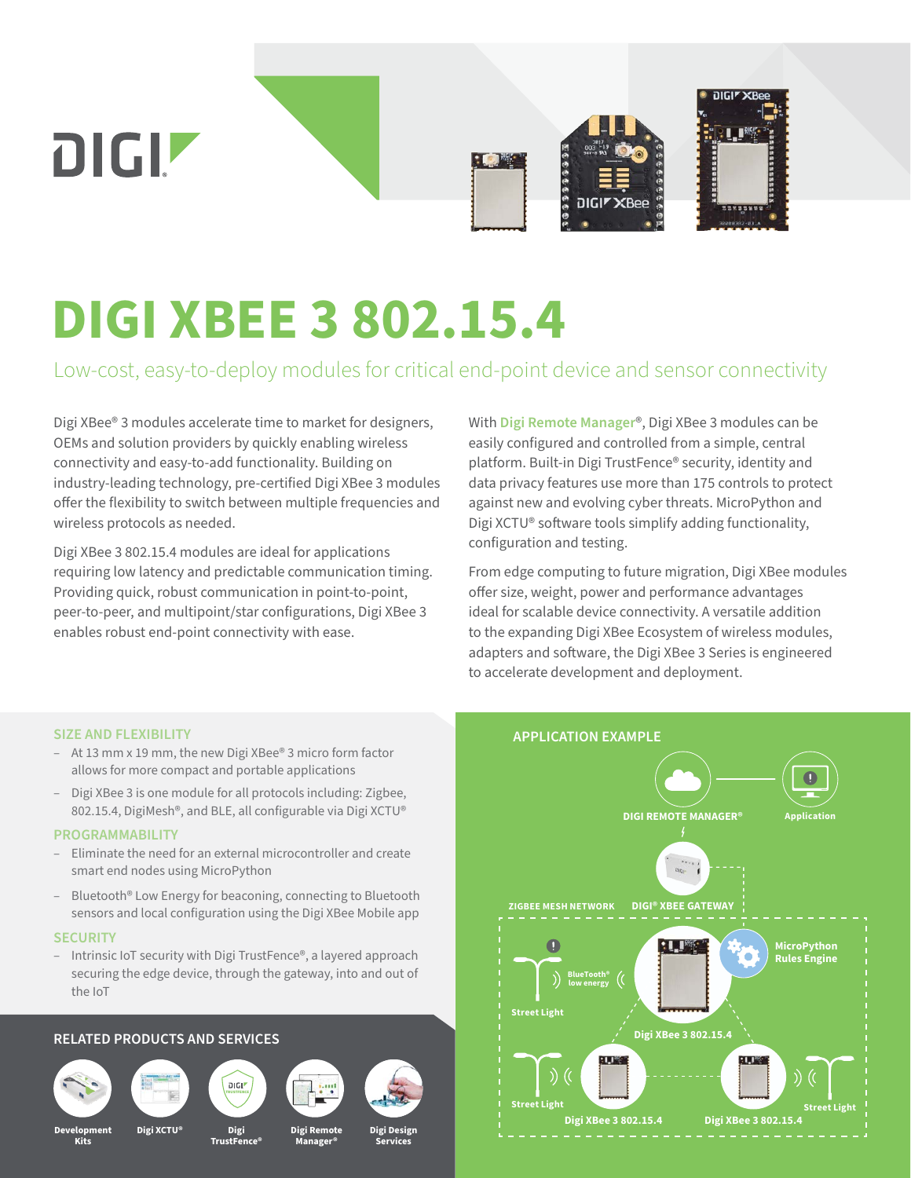# DIGI XBEE 3 802.15.4

Low-cost, easy-to-deploy modules for critical end-point device and sensor connectivity

Digi XBee® 3 modules accelerate time to market for designers, OEMs and solution providers by quickly enabling wireless connectivity and easy-to-add functionality. Building on industry-leading technology, pre-certified Digi XBee 3 modules offer the flexibility to switch between multiple frequencies and wireless protocols as needed.

Digi XBee 3 802.15.4 modules are ideal for applications requiring low latency and predictable communication timing. Providing quick, robust communication in point-to-point, peer-to-peer, and multipoint/star configurations, Digi XBee 3 enables robust end-point connectivity with ease.

With **Digi Remote Manager**®, Digi XBee 3 modules can be easily configured and controlled from a simple, central platform. Built-in Digi TrustFence® security, identity and data privacy features use more than 175 controls to protect against new and evolving cyber threats. MicroPython and Digi XCTU® software tools simplify adding functionality, configuration and testing.

From edge computing to future migration, Digi XBee modules offer size, weight, power and performance advantages ideal for scalable device connectivity. A versatile addition to the expanding Digi XBee Ecosystem of wireless modules, adapters and software, the Digi XBee 3 Series is engineered to accelerate development and deployment.

## SIZE AND FLEXIBILITY

- At 13 mm x 19 mm, the new Digi XBee® 3 micro form factor allows for more compact and portable applications
- Digi XBee 3 is one module for all protocols including: Zigbee, 802.15.4, DigiMesh®, and BLE, all configurable via Digi XCTU®

## PROGRAMMABILITY

- Eliminate the need for an external microcontroller and create smart end nodes using MicroPython
- Bluetooth® Low Energy for beaconing, connecting to Bluetooth sensors and local configuration using the Digi XBee Mobile app

## SECURITY

- Intrinsic IoT security with Digi TrustFence®, a layered approach securing the edge device, through the gateway, into and out of the IoT

## RELATED PRODUCTS AND SERVICES

Development Kits | Digi XCTU® | Digi TrustFence® | Digi Remote Manager® | Digi Design Services

## APPLICATION EXAMPLE

DIGI REMOTE MANAGER® — Application

ZIGBEE MESH NETWORK — DIGI® XBEE GATEWAY

MicroPython Rules Engine

Street Light — Bluetooth® low energy — Digi XBee 3 802.15.4

Street Light — Digi XBee 3 802.15.4

Street Light — Digi XBee 3 802.15.4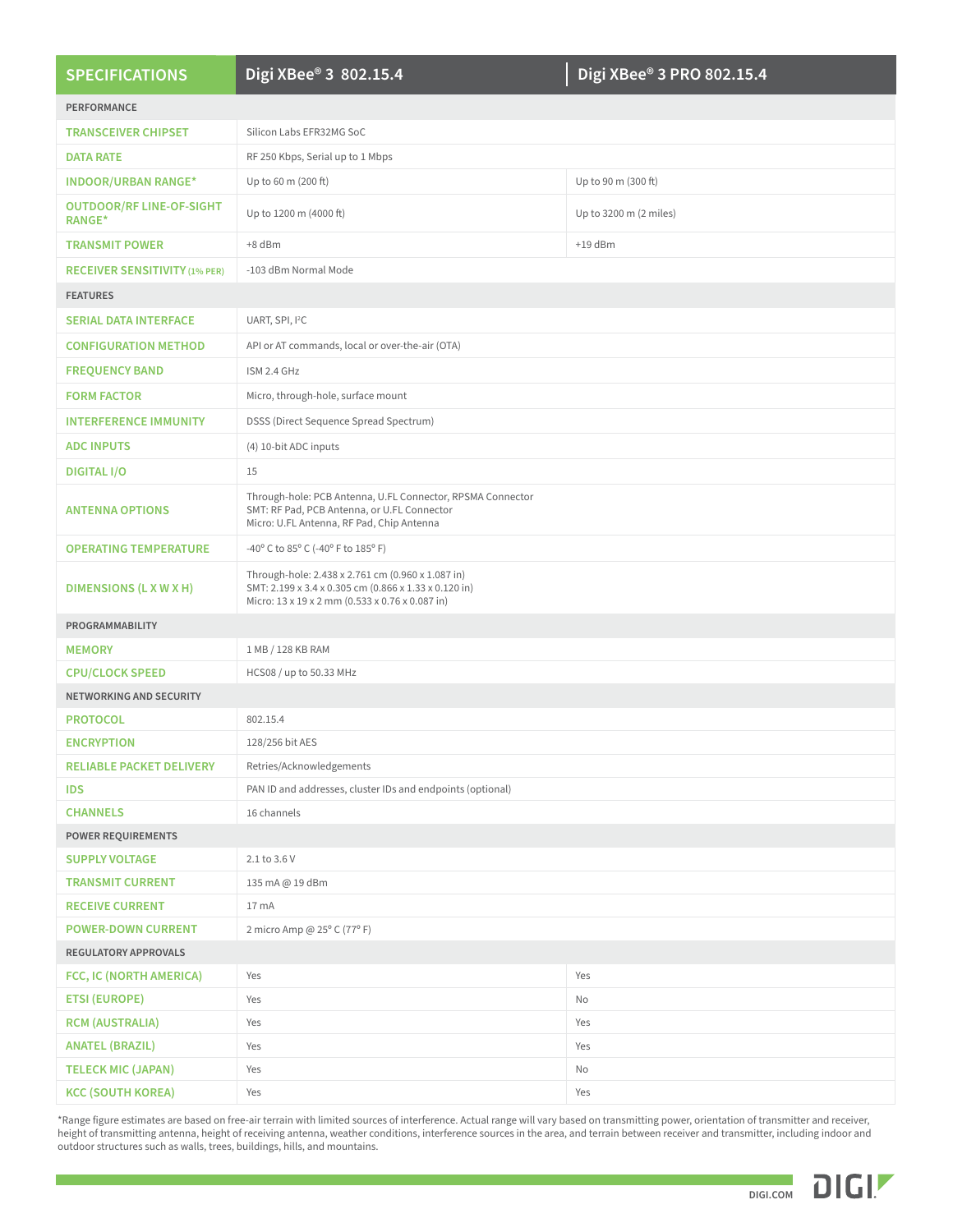| SPECIFICATIONS | Digi XBee® 3 802.15.4 | Digi XBee® 3 PRO 802.15.4 |
|---|---|---|
| **PERFORMANCE** | | |
| TRANSCEIVER CHIPSET | Silicon Labs EFR32MG SoC | |
| DATA RATE | RF 250 Kbps, Serial up to 1 Mbps | |
| INDOOR/URBAN RANGE* | Up to 60 m (200 ft) | Up to 90 m (300 ft) |
| OUTDOOR/RF LINE-OF-SIGHT RANGE* | Up to 1200 m (4000 ft) | Up to 3200 m (2 miles) |
| TRANSMIT POWER | +8 dBm | +19 dBm |
| RECEIVER SENSITIVITY (1% PER) | -103 dBm Normal Mode | |
| **FEATURES** | | |
| SERIAL DATA INTERFACE | UART, SPI, I²C | |
| CONFIGURATION METHOD | API or AT commands, local or over-the-air (OTA) | |
| FREQUENCY BAND | ISM 2.4 GHz | |
| FORM FACTOR | Micro, through-hole, surface mount | |
| INTERFERENCE IMMUNITY | DSSS (Direct Sequence Spread Spectrum) | |
| ADC INPUTS | (4) 10-bit ADC inputs | |
| DIGITAL I/O | 15 | |
| ANTENNA OPTIONS | Through-hole: PCB Antenna, U.FL Connector, RPSMA Connector<br>SMT: RF Pad, PCB Antenna, or U.FL Connector<br>Micro: U.FL Antenna, RF Pad, Chip Antenna | |
| OPERATING TEMPERATURE | -40° C to 85° C (-40° F to 185° F) | |
| DIMENSIONS (L X W X H) | Through-hole: 2.438 x 2.761 cm (0.960 x 1.087 in)<br>SMT: 2.199 x 3.4 x 0.305 cm (0.866 x 1.33 x 0.120 in)<br>Micro: 13 x 19 x 2 mm (0.533 x 0.76 x 0.087 in) | |
| **PROGRAMMABILITY** | | |
| MEMORY | 1 MB / 128 KB RAM | |
| CPU/CLOCK SPEED | HCS08 / up to 50.33 MHz | |
| **NETWORKING AND SECURITY** | | |
| PROTOCOL | 802.15.4 | |
| ENCRYPTION | 128/256 bit AES | |
| RELIABLE PACKET DELIVERY | Retries/Acknowledgements | |
| IDS | PAN ID and addresses, cluster IDs and endpoints (optional) | |
| CHANNELS | 16 channels | |
| **POWER REQUIREMENTS** | | |
| SUPPLY VOLTAGE | 2.1 to 3.6 V | |
| TRANSMIT CURRENT | 135 mA @ 19 dBm | |
| RECEIVE CURRENT | 17 mA | |
| POWER-DOWN CURRENT | 2 micro Amp @ 25° C (77° F) | |
| **REGULATORY APPROVALS** | | |
| FCC, IC (NORTH AMERICA) | Yes | Yes |
| ETSI (EUROPE) | Yes | No |
| RCM (AUSTRALIA) | Yes | Yes |
| ANATEL (BRAZIL) | Yes | Yes |
| TELECK MIC (JAPAN) | Yes | No |
| KCC (SOUTH KOREA) | Yes | Yes |

*Range figure estimates are based on free-air terrain with limited sources of interference. Actual range will vary based on transmitting power, orientation of transmitter and receiver, height of transmitting antenna, height of receiving antenna, weather conditions, interference sources in the area, and terrain between receiver and transmitter, including indoor and outdoor structures such as walls, trees, buildings, hills, and mountains.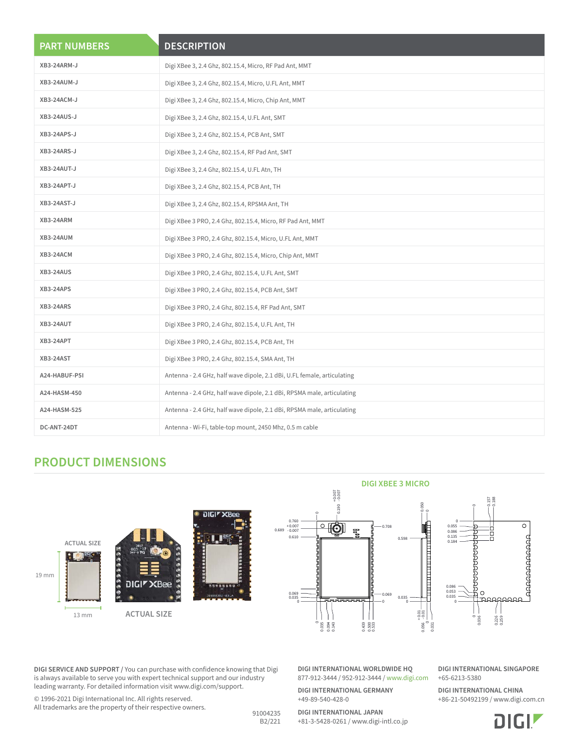| PART NUMBERS | DESCRIPTION |
|---|---|
| XB3-24ARM-J | Digi XBee 3, 2.4 Ghz, 802.15.4, Micro, RF Pad Ant, MMT |
| XB3-24AUM-J | Digi XBee 3, 2.4 Ghz, 802.15.4, Micro, U.FL Ant, MMT |
| XB3-24ACM-J | Digi XBee 3, 2.4 Ghz, 802.15.4, Micro, Chip Ant, MMT |
| XB3-24AUS-J | Digi XBee 3, 2.4 Ghz, 802.15.4, U.FL Ant, SMT |
| XB3-24APS-J | Digi XBee 3, 2.4 Ghz, 802.15.4, PCB Ant, SMT |
| XB3-24ARS-J | Digi XBee 3, 2.4 Ghz, 802.15.4, RF Pad Ant, SMT |
| XB3-24AUT-J | Digi XBee 3, 2.4 Ghz, 802.15.4, U.FL Atn, TH |
| XB3-24APT-J | Digi XBee 3, 2.4 Ghz, 802.15.4, PCB Ant, TH |
| XB3-24AST-J | Digi XBee 3, 2.4 Ghz, 802.15.4, RPSMA Ant, TH |
| XB3-24ARM | Digi XBee 3 PRO, 2.4 Ghz, 802.15.4, Micro, RF Pad Ant, MMT |
| XB3-24AUM | Digi XBee 3 PRO, 2.4 Ghz, 802.15.4, Micro, U.FL Ant, MMT |
| XB3-24ACM | Digi XBee 3 PRO, 2.4 Ghz, 802.15.4, Micro, Chip Ant, MMT |
| XB3-24AUS | Digi XBee 3 PRO, 2.4 Ghz, 802.15.4, U.FL Ant, SMT |
| XB3-24APS | Digi XBee 3 PRO, 2.4 Ghz, 802.15.4, PCB Ant, SMT |
| XB3-24ARS | Digi XBee 3 PRO, 2.4 Ghz, 802.15.4, RF Pad Ant, SMT |
| XB3-24AUT | Digi XBee 3 PRO, 2.4 Ghz, 802.15.4, U.FL Ant, TH |
| XB3-24APT | Digi XBee 3 PRO, 2.4 Ghz, 802.15.4, PCB Ant, TH |
| XB3-24AST | Digi XBee 3 PRO, 2.4 Ghz, 802.15.4, SMA Ant, TH |
| A24-HABUF-P5I | Antenna - 2.4 GHz, half wave dipole, 2.1 dBi, U.FL female, articulating |
| A24-HASM-450 | Antenna - 2.4 GHz, half wave dipole, 2.1 dBi, RPSMA male, articulating |
| A24-HASM-525 | Antenna - 2.4 GHz, half wave dipole, 2.1 dBi, RPSMA male, articulating |
| DC-ANT-24DT | Antenna - Wi-Fi, table-top mount, 2450 Mhz, 0.5 m cable |

## PRODUCT DIMENSIONS

ACTUAL SIZE

19 mm

13 mm

ACTUAL SIZE

DIGI XBEE 3 MICRO

**DIGI SERVICE AND SUPPORT** / You can purchase with confidence knowing that Digi is always available to serve you with expert technical support and our industry leading warranty. For detailed information visit www.digi.com/support.

© 1996-2021 Digi International Inc. All rights reserved.
All trademarks are the property of their respective owners.

91004235
B2/221

**DIGI INTERNATIONAL WORLDWIDE HQ**
877-912-3444 / 952-912-3444 / www.digi.com

**DIGI INTERNATIONAL GERMANY**
+49-89-540-428-0

**DIGI INTERNATIONAL JAPAN**
+81-3-5428-0261 / www.digi-intl.co.jp

**DIGI INTERNATIONAL SINGAPORE**
+65-6213-5380

**DIGI INTERNATIONAL CHINA**
+86-21-50492199 / www.digi.com.cn